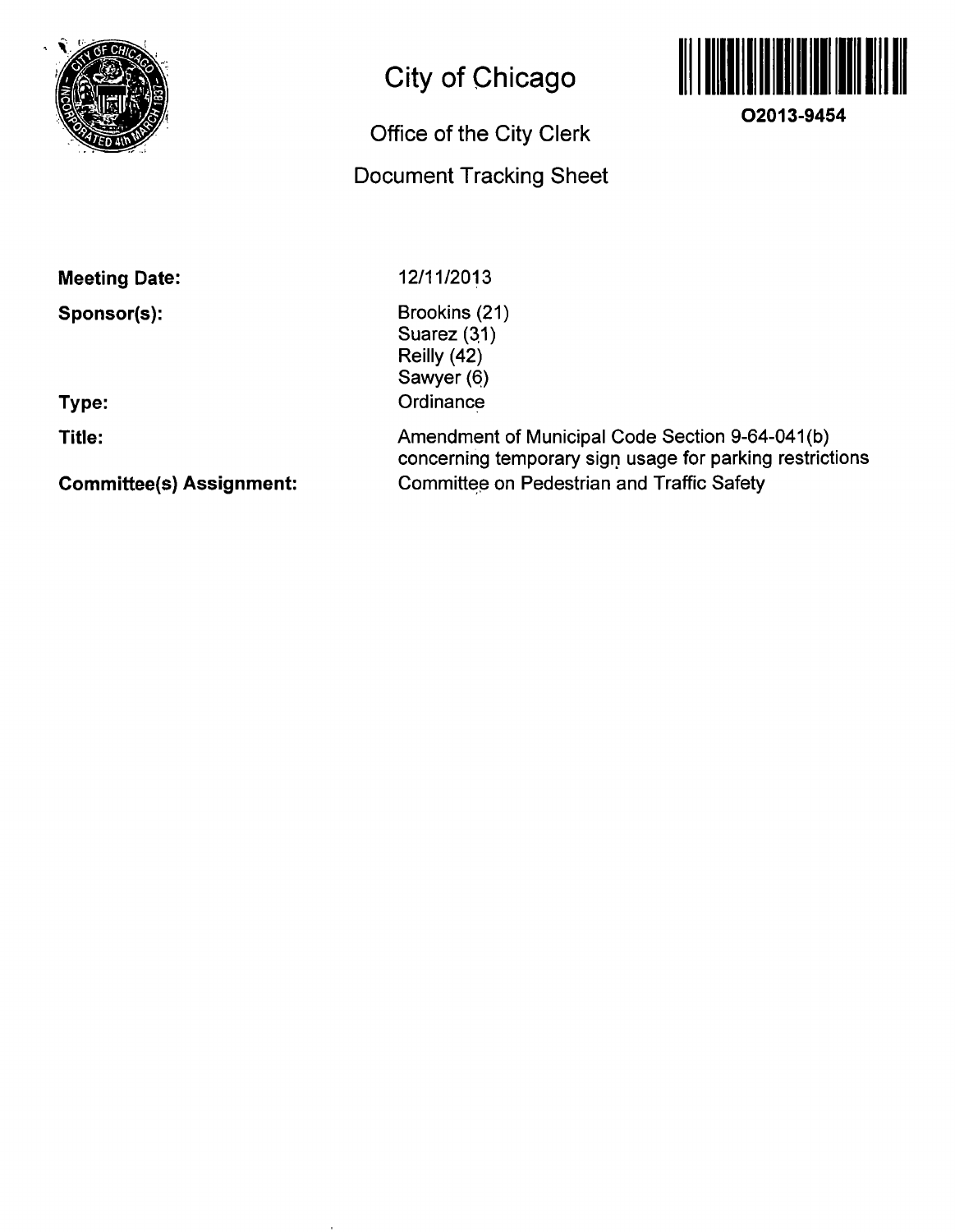# City of Chicago

**O2013-9454**

## Office of the City Clerk

## Document Tracking Sheet

**Meeting Date:** 12/11/2013

**Sponsor(s):** Brookins (21)
Suarez (31)
Reilly (42)
Sawyer (6)

**Type:** Ordinance

**Title:** Amendment of Municipal Code Section 9-64-041(b) concerning temporary sign usage for parking restrictions

**Committee(s) Assignment:** Committee on Pedestrian and Traffic Safety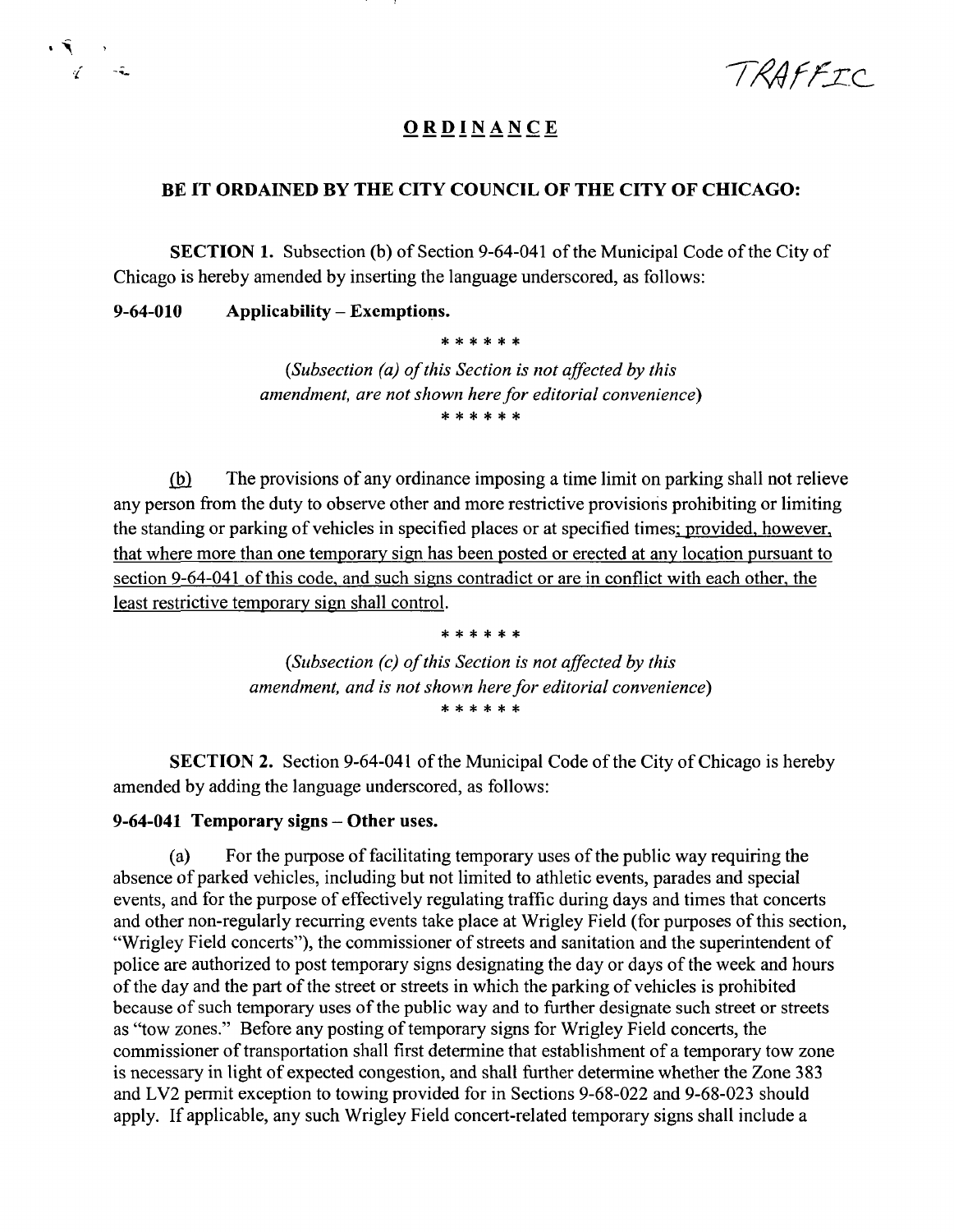TRAFFIC

# ORDINANCE

**BE IT ORDAINED BY THE CITY COUNCIL OF THE CITY OF CHICAGO:**

**SECTION 1.** Subsection (b) of Section 9-64-041 of the Municipal Code of the City of Chicago is hereby amended by inserting the language underscored, as follows:

**9-64-010 Applicability – Exemptions.**

\* \* \* \* \* \*

*(Subsection (a) of this Section is not affected by this amendment, are not shown here for editorial convenience)*

\* \* \* \* \* \*

(b) The provisions of any ordinance imposing a time limit on parking shall not relieve any person from the duty to observe other and more restrictive provisions prohibiting or limiting the standing or parking of vehicles in specified places or at specified times; provided, however, that where more than one temporary sign has been posted or erected at any location pursuant to section 9-64-041 of this code, and such signs contradict or are in conflict with each other, the least restrictive temporary sign shall control.

\* \* \* \* \* \*

*(Subsection (c) of this Section is not affected by this amendment, and is not shown here for editorial convenience)*

\* \* \* \* \* \*

**SECTION 2.** Section 9-64-041 of the Municipal Code of the City of Chicago is hereby amended by adding the language underscored, as follows:

**9-64-041 Temporary signs – Other uses.**

(a) For the purpose of facilitating temporary uses of the public way requiring the absence of parked vehicles, including but not limited to athletic events, parades and special events, and for the purpose of effectively regulating traffic during days and times that concerts and other non-regularly recurring events take place at Wrigley Field (for purposes of this section, "Wrigley Field concerts"), the commissioner of streets and sanitation and the superintendent of police are authorized to post temporary signs designating the day or days of the week and hours of the day and the part of the street or streets in which the parking of vehicles is prohibited because of such temporary uses of the public way and to further designate such street or streets as "tow zones." Before any posting of temporary signs for Wrigley Field concerts, the commissioner of transportation shall first determine that establishment of a temporary tow zone is necessary in light of expected congestion, and shall further determine whether the Zone 383 and LV2 permit exception to towing provided for in Sections 9-68-022 and 9-68-023 should apply. If applicable, any such Wrigley Field concert-related temporary signs shall include a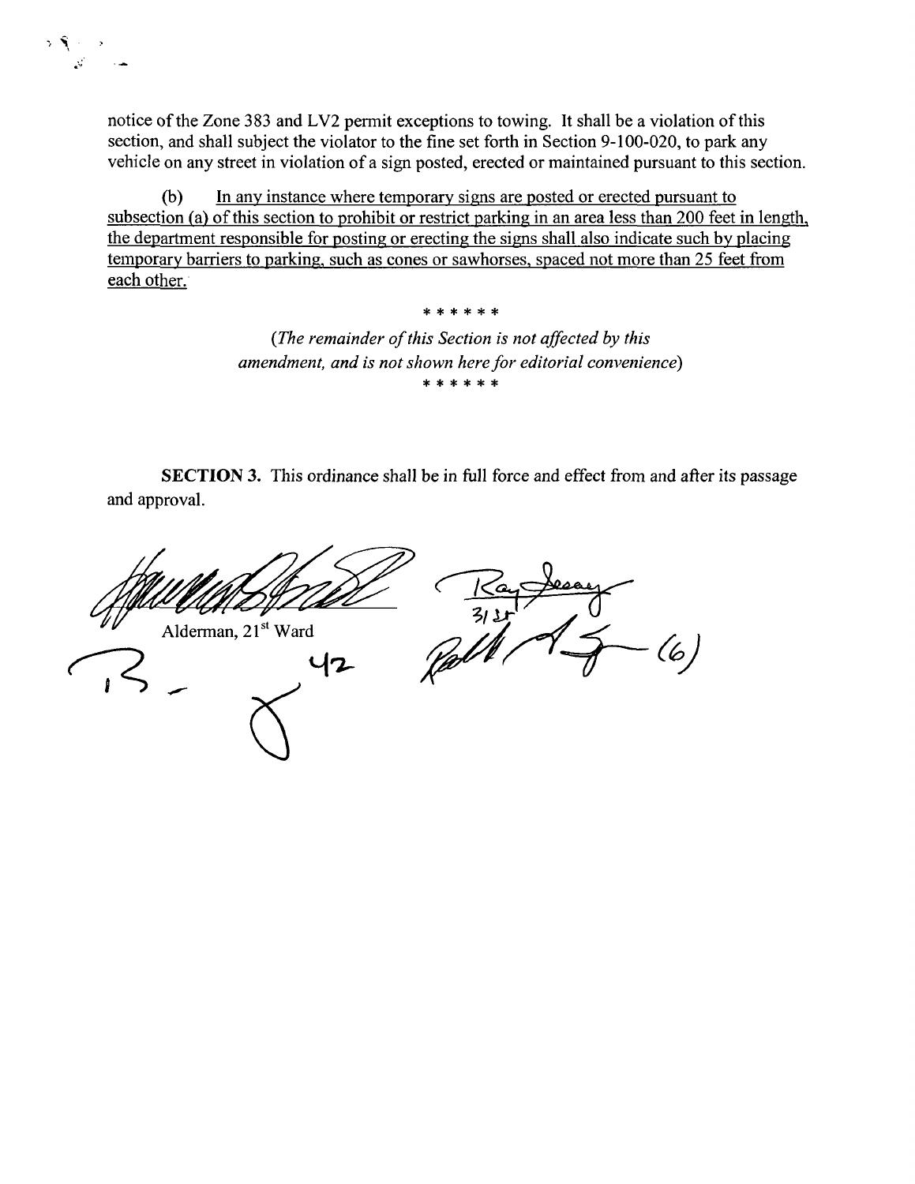notice of the Zone 383 and LV2 permit exceptions to towing. It shall be a violation of this section, and shall subject the violator to the fine set forth in Section 9-100-020, to park any vehicle on any street in violation of a sign posted, erected or maintained pursuant to this section.

(b) In any instance where temporary signs are posted or erected pursuant to subsection (a) of this section to prohibit or restrict parking in an area less than 200 feet in length, the department responsible for posting or erecting the signs shall also indicate such by placing temporary barriers to parking, such as cones or sawhorses, spaced not more than 25 feet from each other.

\* \* \* \* \* \*

*(The remainder of this Section is not affected by this amendment, and is not shown here for editorial convenience)*

\* \* \* \* \* \*

**SECTION 3.** This ordinance shall be in full force and effect from and after its passage and approval.

Alderman, 21st Ward